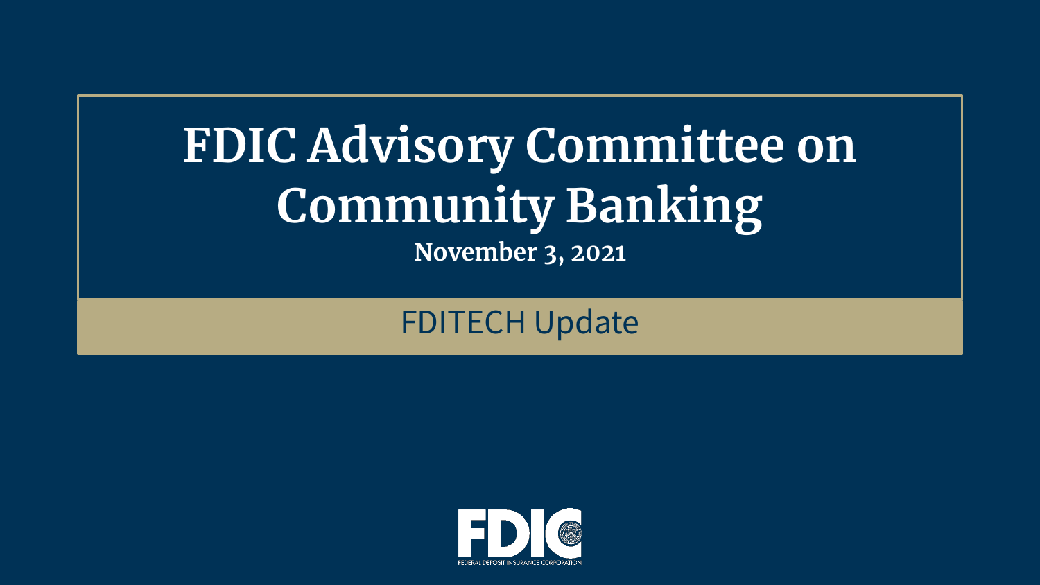# FDIC Advisory Committee on Community Banking

**November 3, 2021**

## FDITECH Update

FDIC

FEDERAL DEPOSIT INSURANCE CORPORATION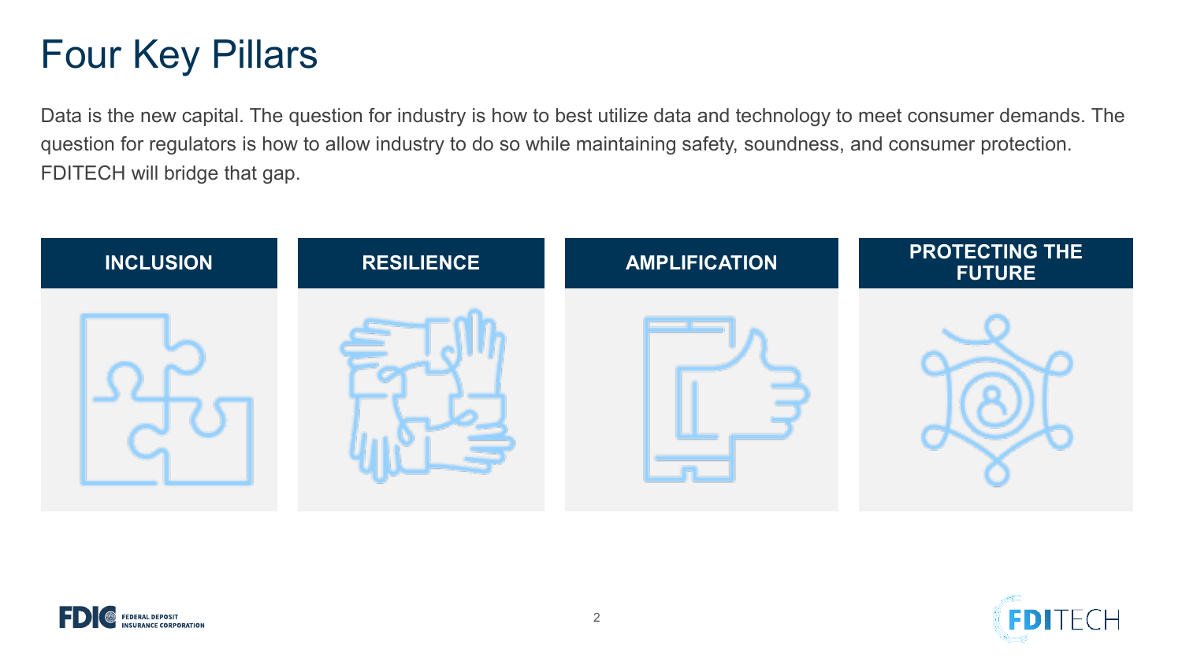# Four Key Pillars

Data is the new capital. The question for industry is how to best utilize data and technology to meet consumer demands. The question for regulators is how to allow industry to do so while maintaining safety, soundness, and consumer protection. FDITECH will bridge that gap.

| INCLUSION | RESILIENCE | AMPLIFICATION | PROTECTING THE FUTURE |
| --- | --- | --- | --- |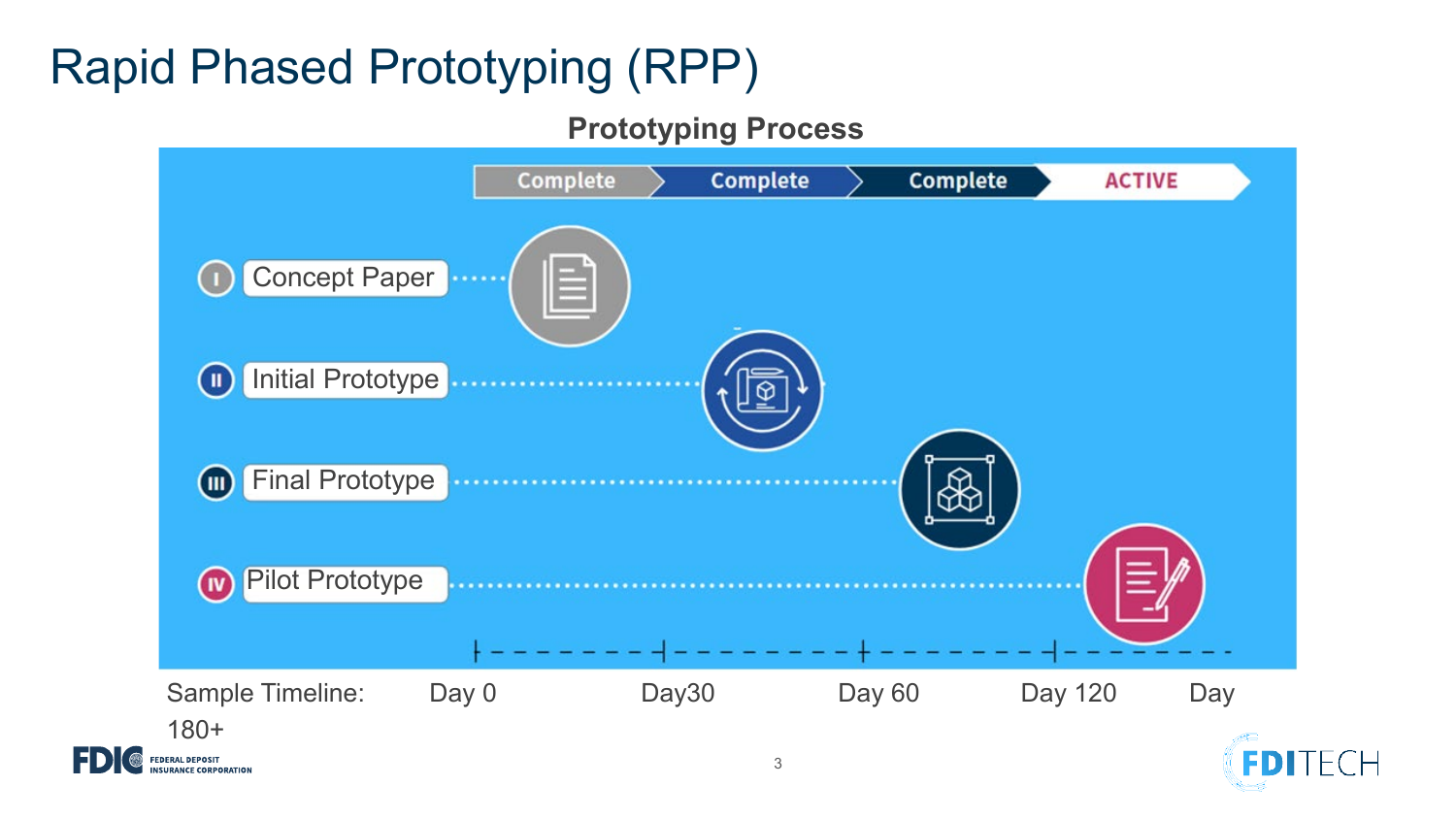# Rapid Phased Prototyping (RPP)

## Prototyping Process

| Phase | Stage | Status |
|---|---|---|
| I | Concept Paper | Complete |
| II | Initial Prototype | Complete |
| III | Final Prototype | Complete |
| IV | Pilot Prototype | ACTIVE |

Sample Timeline: Day 0 — Day30 — Day 60 — Day 120 — Day 180+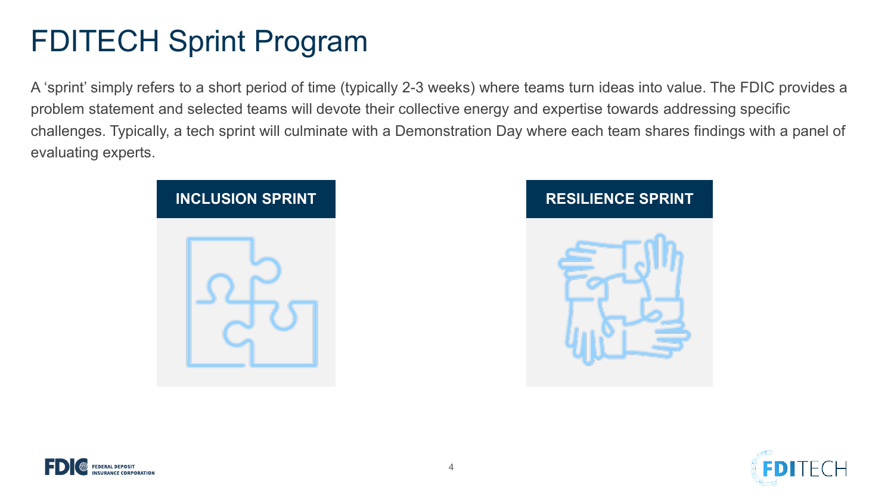# FDITECH Sprint Program

A 'sprint' simply refers to a short period of time (typically 2-3 weeks) where teams turn ideas into value. The FDIC provides a problem statement and selected teams will devote their collective energy and expertise towards addressing specific challenges. Typically, a tech sprint will culminate with a Demonstration Day where each team shares findings with a panel of evaluating experts.

**INCLUSION SPRINT**

**RESILIENCE SPRINT**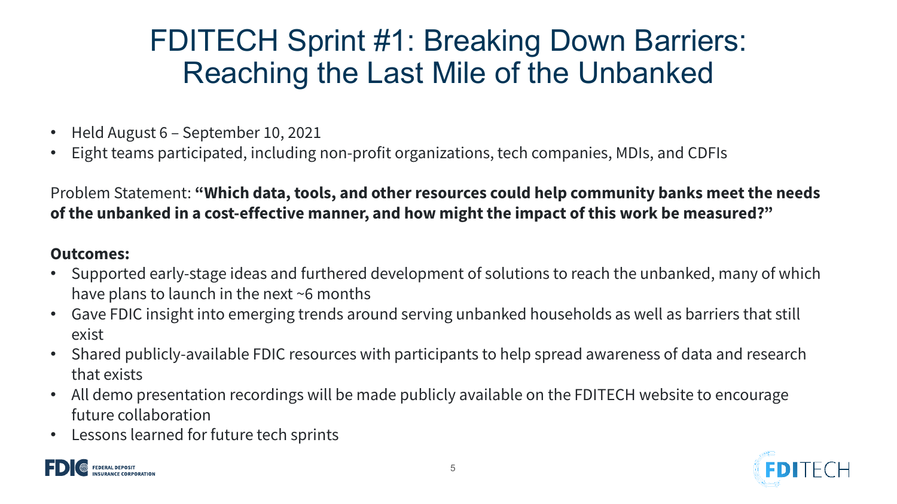# FDITECH Sprint #1: Breaking Down Barriers: Reaching the Last Mile of the Unbanked

- Held August 6 – September 10, 2021
- Eight teams participated, including non-profit organizations, tech companies, MDIs, and CDFIs

Problem Statement: **"Which data, tools, and other resources could help community banks meet the needs of the unbanked in a cost-effective manner, and how might the impact of this work be measured?"**

**Outcomes:**

- Supported early-stage ideas and furthered development of solutions to reach the unbanked, many of which have plans to launch in the next ~6 months
- Gave FDIC insight into emerging trends around serving unbanked households as well as barriers that still exist
- Shared publicly-available FDIC resources with participants to help spread awareness of data and research that exists
- All demo presentation recordings will be made publicly available on the FDITECH website to encourage future collaboration
- Lessons learned for future tech sprints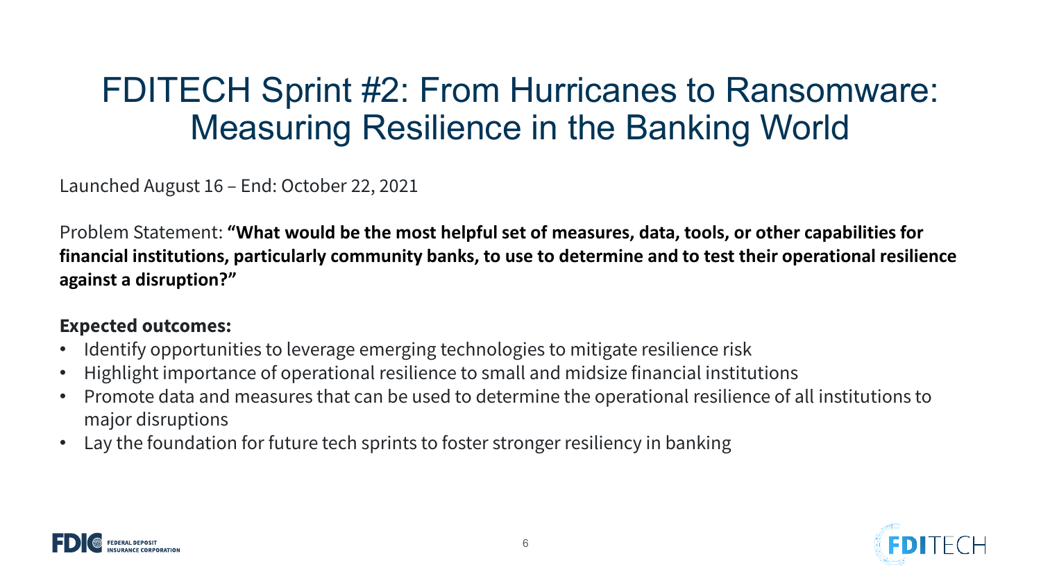# FDITECH Sprint #2: From Hurricanes to Ransomware: Measuring Resilience in the Banking World

Launched August 16 – End: October 22, 2021

Problem Statement: **“What would be the most helpful set of measures, data, tools, or other capabilities for financial institutions, particularly community banks, to use to determine and to test their operational resilience against a disruption?”**

**Expected outcomes:**

- Identify opportunities to leverage emerging technologies to mitigate resilience risk
- Highlight importance of operational resilience to small and midsize financial institutions
- Promote data and measures that can be used to determine the operational resilience of all institutions to major disruptions
- Lay the foundation for future tech sprints to foster stronger resiliency in banking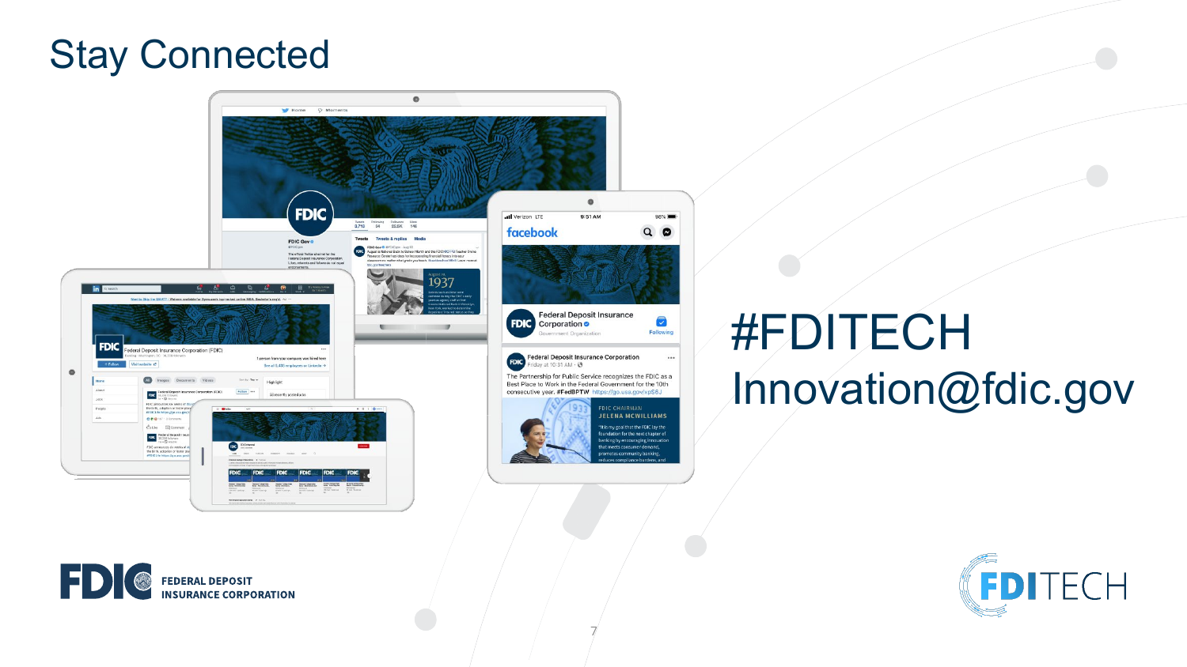# Stay Connected

#FDITECH

Innovation@fdic.gov

FDIC FEDERAL DEPOSIT INSURANCE CORPORATION

FDITECH